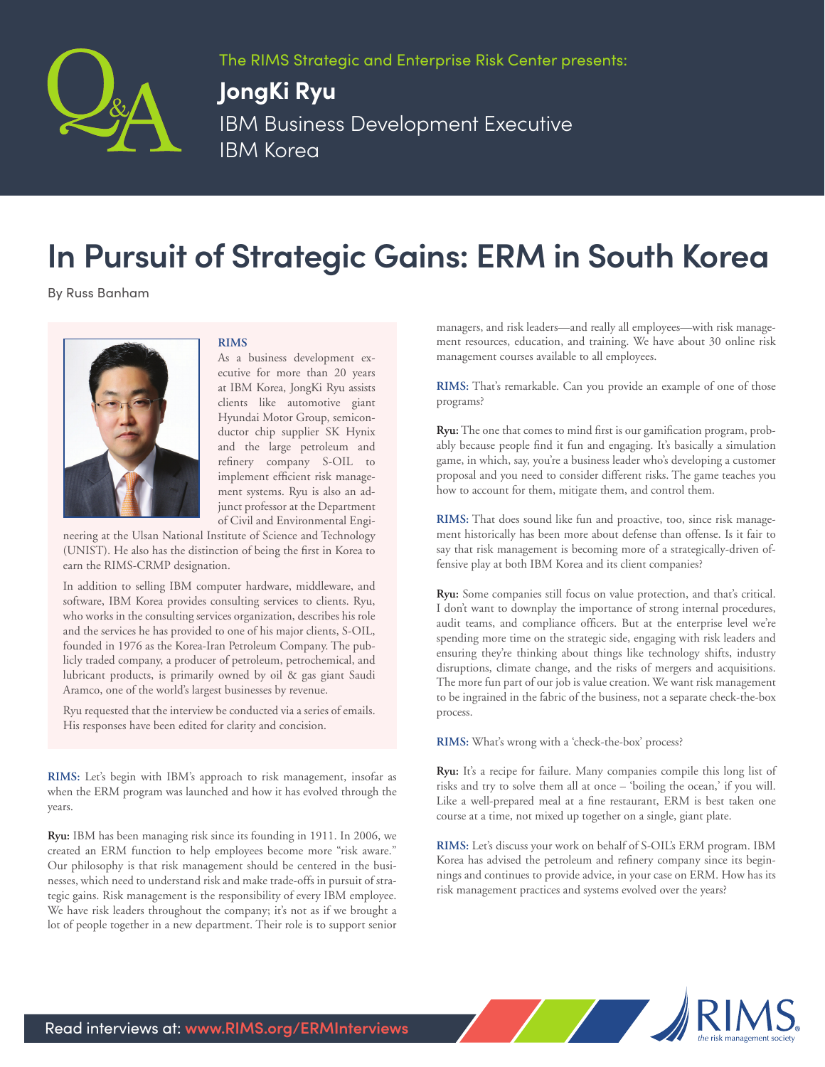The RIMS Strategic and Enterprise Risk Center presents:

**JongKi Ryu**
IBM Business Development Executive
IBM Korea

# In Pursuit of Strategic Gains: ERM in South Korea

By Russ Banham

**RIMS**

As a business development executive for more than 20 years at IBM Korea, JongKi Ryu assists clients like automotive giant Hyundai Motor Group, semiconductor chip supplier SK Hynix and the large petroleum and refinery company S-OIL to implement efficient risk management systems. Ryu is also an adjunct professor at the Department of Civil and Environmental Engineering at the Ulsan National Institute of Science and Technology (UNIST). He also has the distinction of being the first in Korea to earn the RIMS-CRMP designation.

In addition to selling IBM computer hardware, middleware, and software, IBM Korea provides consulting services to clients. Ryu, who works in the consulting services organization, describes his role and the services he has provided to one of his major clients, S-OIL, founded in 1976 as the Korea-Iran Petroleum Company. The publicly traded company, a producer of petroleum, petrochemical, and lubricant products, is primarily owned by oil & gas giant Saudi Aramco, one of the world's largest businesses by revenue.

Ryu requested that the interview be conducted via a series of emails. His responses have been edited for clarity and concision.

**RIMS:** Let's begin with IBM's approach to risk management, insofar as when the ERM program was launched and how it has evolved through the years.

**Ryu:** IBM has been managing risk since its founding in 1911. In 2006, we created an ERM function to help employees become more "risk aware." Our philosophy is that risk management should be centered in the businesses, which need to understand risk and make trade-offs in pursuit of strategic gains. Risk management is the responsibility of every IBM employee. We have risk leaders throughout the company; it's not as if we brought a lot of people together in a new department. Their role is to support senior managers, and risk leaders—and really all employees—with risk management resources, education, and training. We have about 30 online risk management courses available to all employees.

**RIMS:** That's remarkable. Can you provide an example of one of those programs?

**Ryu:** The one that comes to mind first is our gamification program, probably because people find it fun and engaging. It's basically a simulation game, in which, say, you're a business leader who's developing a customer proposal and you need to consider different risks. The game teaches you how to account for them, mitigate them, and control them.

**RIMS:** That does sound like fun and proactive, too, since risk management historically has been more about defense than offense. Is it fair to say that risk management is becoming more of a strategically-driven offensive play at both IBM Korea and its client companies?

**Ryu:** Some companies still focus on value protection, and that's critical. I don't want to downplay the importance of strong internal procedures, audit teams, and compliance officers. But at the enterprise level we're spending more time on the strategic side, engaging with risk leaders and ensuring they're thinking about things like technology shifts, industry disruptions, climate change, and the risks of mergers and acquisitions. The more fun part of our job is value creation. We want risk management to be ingrained in the fabric of the business, not a separate check-the-box process.

**RIMS:** What's wrong with a 'check-the-box' process?

**Ryu:** It's a recipe for failure. Many companies compile this long list of risks and try to solve them all at once – 'boiling the ocean,' if you will. Like a well-prepared meal at a fine restaurant, ERM is best taken one course at a time, not mixed up together on a single, giant plate.

**RIMS:** Let's discuss your work on behalf of S-OIL's ERM program. IBM Korea has advised the petroleum and refinery company since its beginnings and continues to provide advice, in your case on ERM. How has its risk management practices and systems evolved over the years?

Read interviews at: www.RIMS.org/ERMInterviews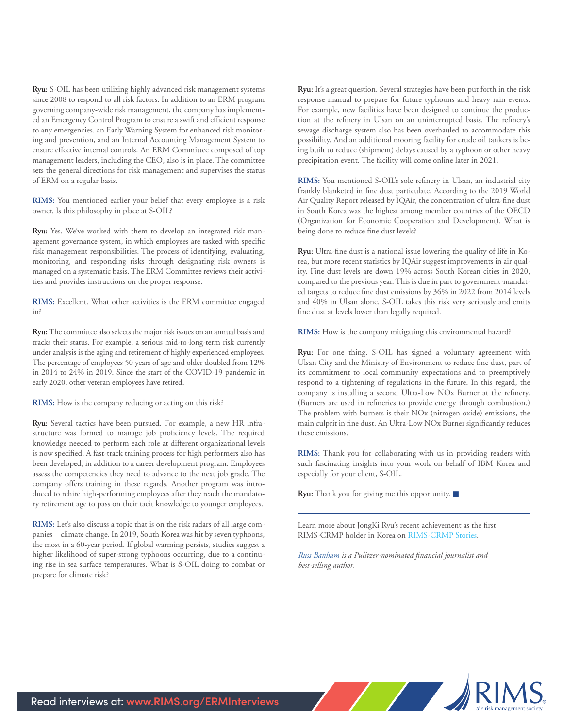**Ryu:** S-OIL has been utilizing highly advanced risk management systems since 2008 to respond to all risk factors. In addition to an ERM program governing company-wide risk management, the company has implemented an Emergency Control Program to ensure a swift and efficient response to any emergencies, an Early Warning System for enhanced risk monitoring and prevention, and an Internal Accounting Management System to ensure effective internal controls. An ERM Committee composed of top management leaders, including the CEO, also is in place. The committee sets the general directions for risk management and supervises the status of ERM on a regular basis.

**RIMS:** You mentioned earlier your belief that every employee is a risk owner. Is this philosophy in place at S-OIL?

**Ryu:** Yes. We've worked with them to develop an integrated risk management governance system, in which employees are tasked with specific risk management responsibilities. The process of identifying, evaluating, monitoring, and responding risks through designating risk owners is managed on a systematic basis. The ERM Committee reviews their activities and provides instructions on the proper response.

**RIMS:** Excellent. What other activities is the ERM committee engaged in?

**Ryu:** The committee also selects the major risk issues on an annual basis and tracks their status. For example, a serious mid-to-long-term risk currently under analysis is the aging and retirement of highly experienced employees. The percentage of employees 50 years of age and older doubled from 12% in 2014 to 24% in 2019. Since the start of the COVID-19 pandemic in early 2020, other veteran employees have retired.

**RIMS:** How is the company reducing or acting on this risk?

**Ryu:** Several tactics have been pursued. For example, a new HR infrastructure was formed to manage job proficiency levels. The required knowledge needed to perform each role at different organizational levels is now specified. A fast-track training process for high performers also has been developed, in addition to a career development program. Employees assess the competencies they need to advance to the next job grade. The company offers training in these regards. Another program was introduced to rehire high-performing employees after they reach the mandatory retirement age to pass on their tacit knowledge to younger employees.

**RIMS:** Let's also discuss a topic that is on the risk radars of all large companies—climate change. In 2019, South Korea was hit by seven typhoons, the most in a 60-year period. If global warming persists, studies suggest a higher likelihood of super-strong typhoons occurring, due to a continuing rise in sea surface temperatures. What is S-OIL doing to combat or prepare for climate risk?

**Ryu:** It's a great question. Several strategies have been put forth in the risk response manual to prepare for future typhoons and heavy rain events. For example, new facilities have been designed to continue the production at the refinery in Ulsan on an uninterrupted basis. The refinery's sewage discharge system also has been overhauled to accommodate this possibility. And an additional mooring facility for crude oil tankers is being built to reduce (shipment) delays caused by a typhoon or other heavy precipitation event. The facility will come online later in 2021.

**RIMS:** You mentioned S-OIL's sole refinery in Ulsan, an industrial city frankly blanketed in fine dust particulate. According to the 2019 World Air Quality Report released by IQAir, the concentration of ultra-fine dust in South Korea was the highest among member countries of the OECD (Organization for Economic Cooperation and Development). What is being done to reduce fine dust levels?

**Ryu:** Ultra-fine dust is a national issue lowering the quality of life in Korea, but more recent statistics by IQAir suggest improvements in air quality. Fine dust levels are down 19% across South Korean cities in 2020, compared to the previous year. This is due in part to government-mandated targets to reduce fine dust emissions by 36% in 2022 from 2014 levels and 40% in Ulsan alone. S-OIL takes this risk very seriously and emits fine dust at levels lower than legally required.

**RIMS:** How is the company mitigating this environmental hazard?

**Ryu:** For one thing. S-OIL has signed a voluntary agreement with Ulsan City and the Ministry of Environment to reduce fine dust, part of its commitment to local community expectations and to preemptively respond to a tightening of regulations in the future. In this regard, the company is installing a second Ultra-Low NOx Burner at the refinery. (Burners are used in refineries to provide energy through combustion.) The problem with burners is their NOx (nitrogen oxide) emissions, the main culprit in fine dust. An Ultra-Low NOx Burner significantly reduces these emissions.

**RIMS:** Thank you for collaborating with us in providing readers with such fascinating insights into your work on behalf of IBM Korea and especially for your client, S-OIL.

**Ryu:** Thank you for giving me this opportunity. ■

---

Learn more about JongKi Ryu's recent achievement as the first RIMS-CRMP holder in Korea on RIMS-CRMP Stories.

*Russ Banham is a Pulitzer-nominated financial journalist and best-selling author.*

Read interviews at: www.RIMS.org/ERMInterviews

RIMS the risk management society